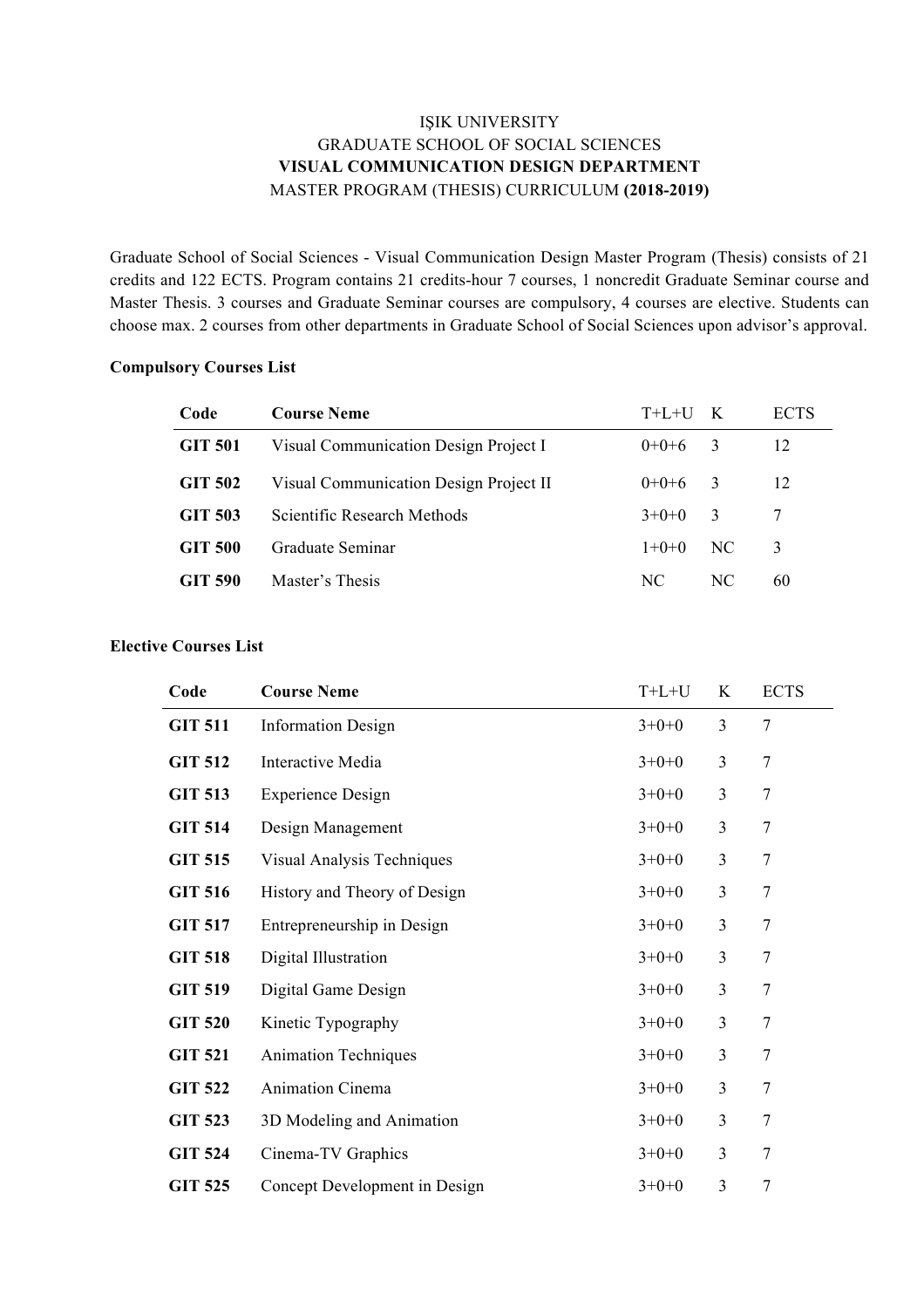# IŞIK UNIVERSITY
## GRADUATE SCHOOL OF SOCIAL SCIENCES
## VISUAL COMMUNICATION DESIGN DEPARTMENT
### MASTER PROGRAM (THESIS) CURRICULUM **(2018-2019)**

Graduate School of Social Sciences - Visual Communication Design Master Program (Thesis) consists of 21 credits and 122 ECTS. Program contains 21 credits-hour 7 courses, 1 noncredit Graduate Seminar course and Master Thesis. 3 courses and Graduate Seminar courses are compulsory, 4 courses are elective. Students can choose max. 2 courses from other departments in Graduate School of Social Sciences upon advisor's approval.

**Compulsory Courses List**

| Code | Course Neme | T+L+U | K | ECTS |
|---|---|---|---|---|
| **GIT 501** | Visual Communication Design Project I | 0+0+6 | 3 | 12 |
| **GIT 502** | Visual Communication Design Project II | 0+0+6 | 3 | 12 |
| **GIT 503** | Scientific Research Methods | 3+0+0 | 3 | 7 |
| **GIT 500** | Graduate Seminar | 1+0+0 | NC | 3 |
| **GIT 590** | Master's Thesis | NC | NC | 60 |

**Elective Courses List**

| Code | Course Neme | T+L+U | K | ECTS |
|---|---|---|---|---|
| **GIT 511** | Information Design | 3+0+0 | 3 | 7 |
| **GIT 512** | Interactive Media | 3+0+0 | 3 | 7 |
| **GIT 513** | Experience Design | 3+0+0 | 3 | 7 |
| **GIT 514** | Design Management | 3+0+0 | 3 | 7 |
| **GIT 515** | Visual Analysis Techniques | 3+0+0 | 3 | 7 |
| **GIT 516** | History and Theory of Design | 3+0+0 | 3 | 7 |
| **GIT 517** | Entrepreneurship in Design | 3+0+0 | 3 | 7 |
| **GIT 518** | Digital Illustration | 3+0+0 | 3 | 7 |
| **GIT 519** | Digital Game Design | 3+0+0 | 3 | 7 |
| **GIT 520** | Kinetic Typography | 3+0+0 | 3 | 7 |
| **GIT 521** | Animation Techniques | 3+0+0 | 3 | 7 |
| **GIT 522** | Animation Cinema | 3+0+0 | 3 | 7 |
| **GIT 523** | 3D Modeling and Animation | 3+0+0 | 3 | 7 |
| **GIT 524** | Cinema-TV Graphics | 3+0+0 | 3 | 7 |
| **GIT 525** | Concept Development in Design | 3+0+0 | 3 | 7 |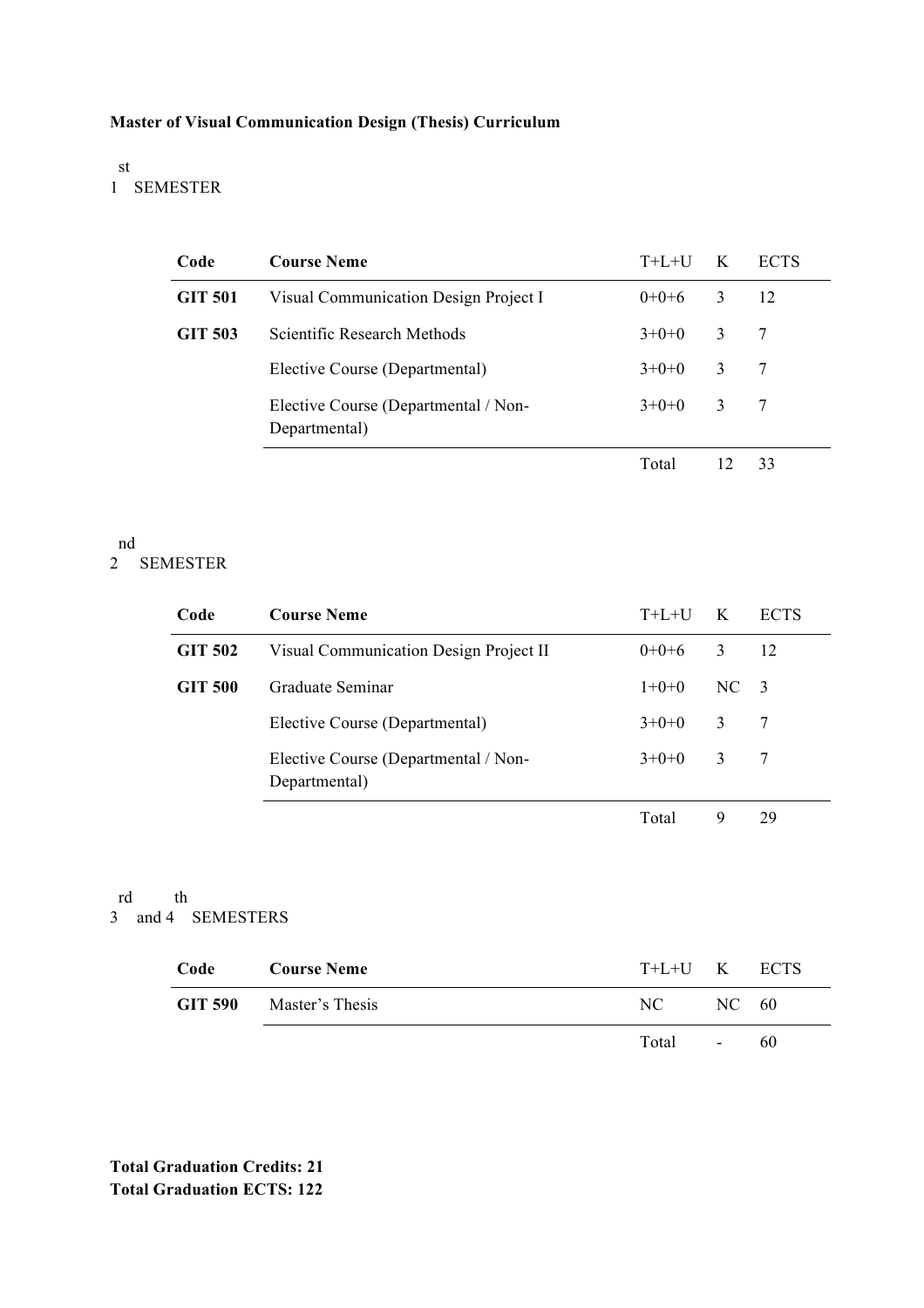**Master of Visual Communication Design (Thesis) Curriculum**

1st SEMESTER

| Code | Course Neme | T+L+U | K | ECTS |
|---|---|---|---|---|
| **GIT 501** | Visual Communication Design Project I | 0+0+6 | 3 | 12 |
| **GIT 503** | Scientific Research Methods | 3+0+0 | 3 | 7 |
| | Elective Course (Departmental) | 3+0+0 | 3 | 7 |
| | Elective Course (Departmental / Non-Departmental) | 3+0+0 | 3 | 7 |
| | | Total | 12 | 33 |

2nd SEMESTER

| Code | Course Neme | T+L+U | K | ECTS |
|---|---|---|---|---|
| **GIT 502** | Visual Communication Design Project II | 0+0+6 | 3 | 12 |
| **GIT 500** | Graduate Seminar | 1+0+0 | NC | 3 |
| | Elective Course (Departmental) | 3+0+0 | 3 | 7 |
| | Elective Course (Departmental / Non-Departmental) | 3+0+0 | 3 | 7 |
| | | Total | 9 | 29 |

3rd and 4th SEMESTERS

| Code | Course Neme | T+L+U | K | ECTS |
|---|---|---|---|---|
| **GIT 590** | Master's Thesis | NC | NC | 60 |
| | | Total | - | 60 |

**Total Graduation Credits: 21**
**Total Graduation ECTS: 122**